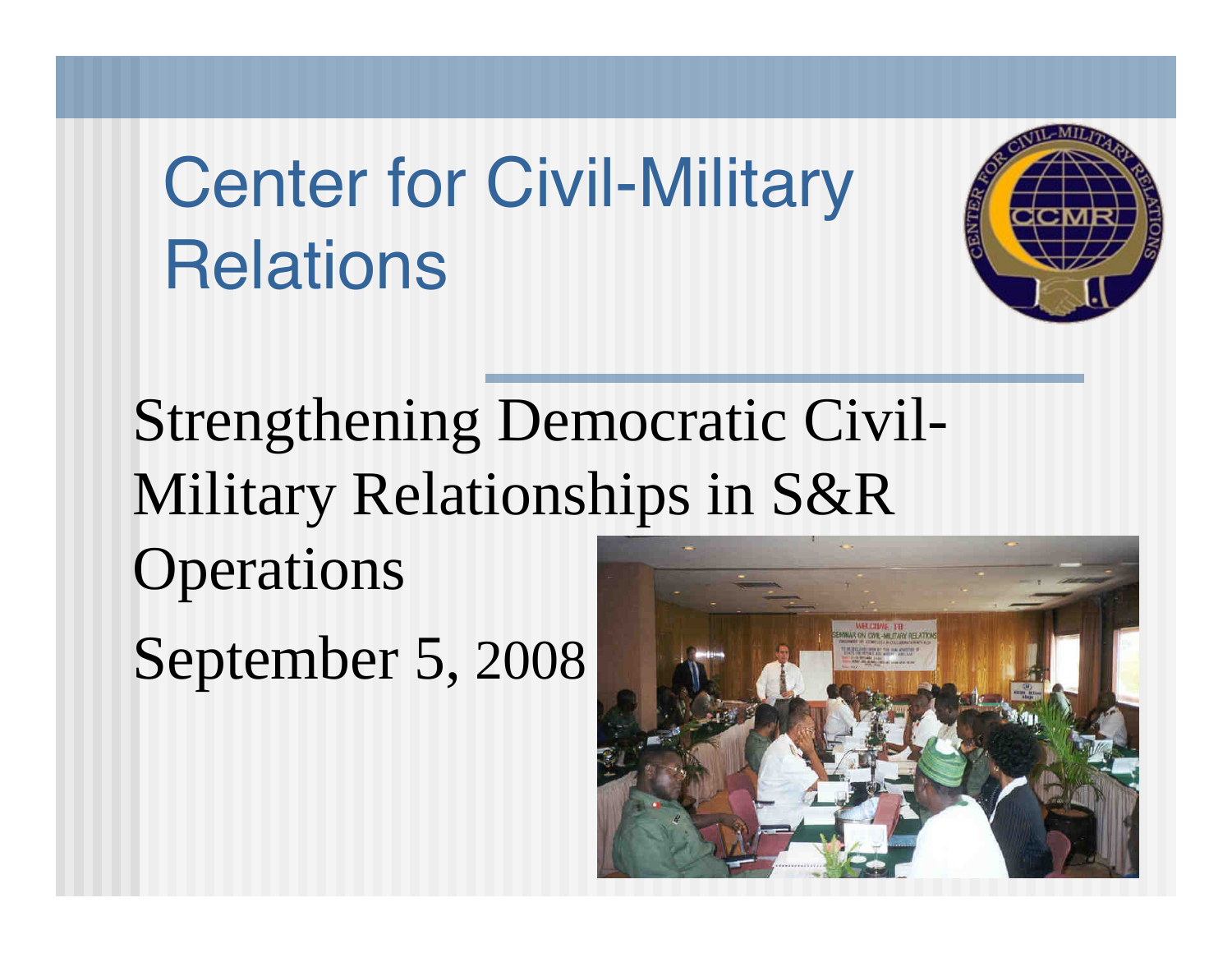# Center for Civil-Military Relations

Strengthening Democratic Civil-Military Relationships in S&R Operations

September 5, 2008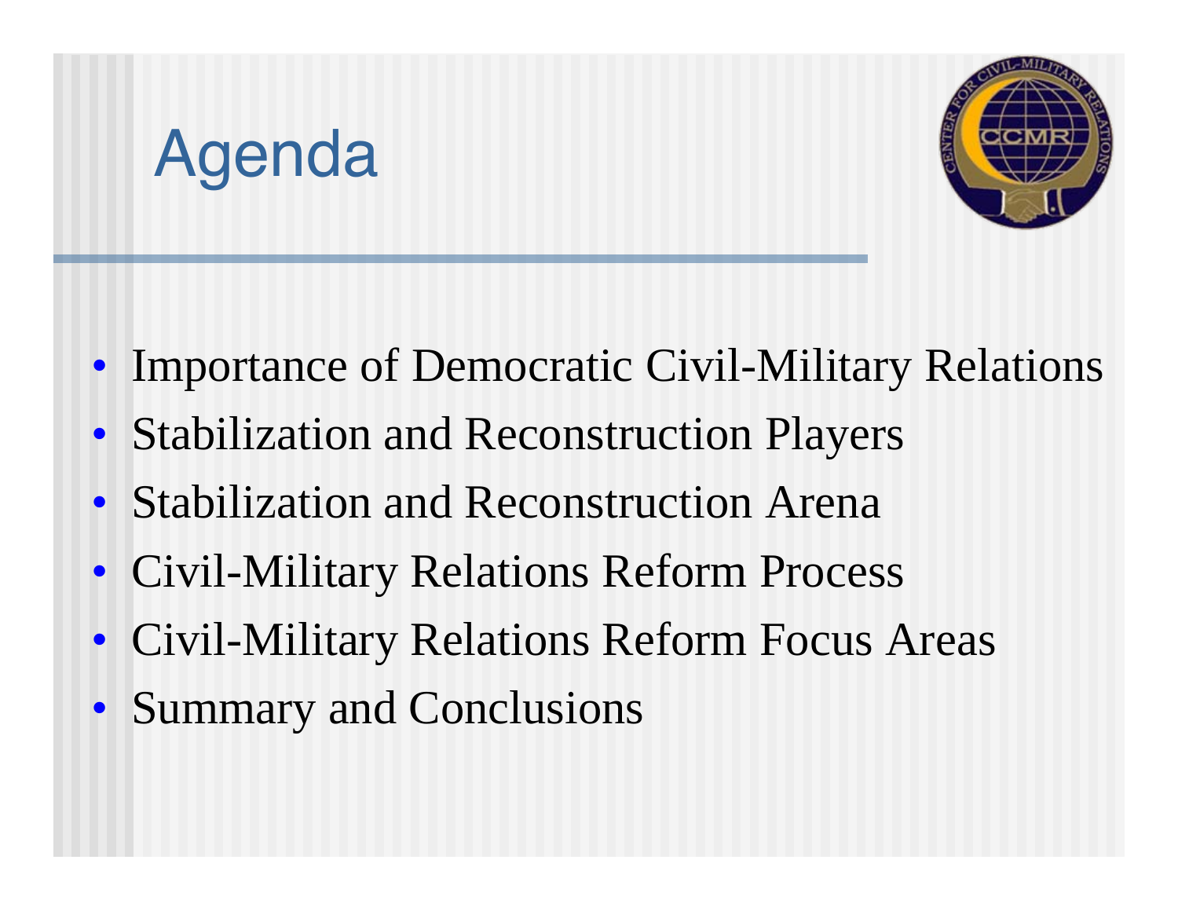# Agenda

- Importance of Democratic Civil-Military Relations
- Stabilization and Reconstruction Players
- Stabilization and Reconstruction Arena
- Civil-Military Relations Reform Process
- Civil-Military Relations Reform Focus Areas
- Summary and Conclusions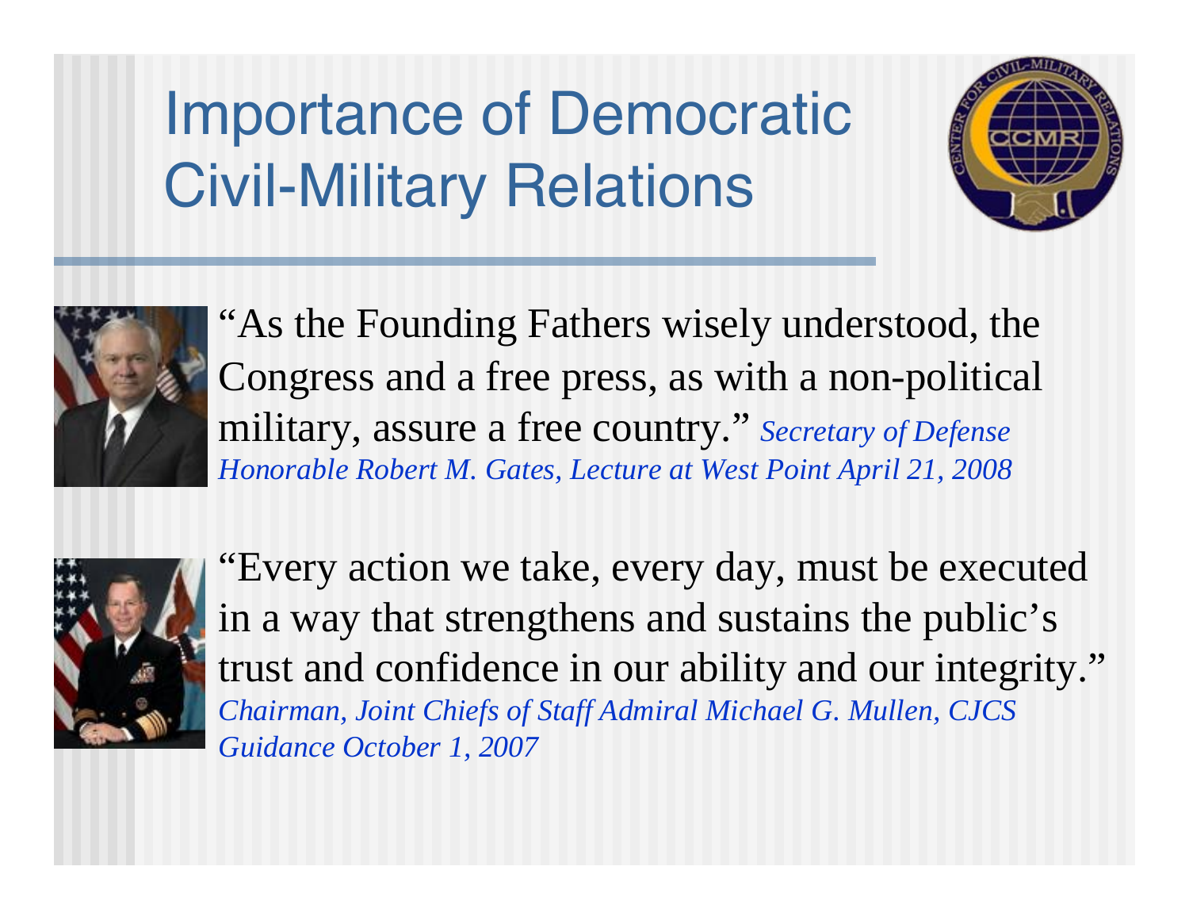# Importance of Democratic Civil-Military Relations

"As the Founding Fathers wisely understood, the Congress and a free press, as with a non-political military, assure a free country." *Secretary of Defense Honorable Robert M. Gates, Lecture at West Point April 21, 2008*

"Every action we take, every day, must be executed in a way that strengthens and sustains the public's trust and confidence in our ability and our integrity." *Chairman, Joint Chiefs of Staff Admiral Michael G. Mullen, CJCS Guidance October 1, 2007*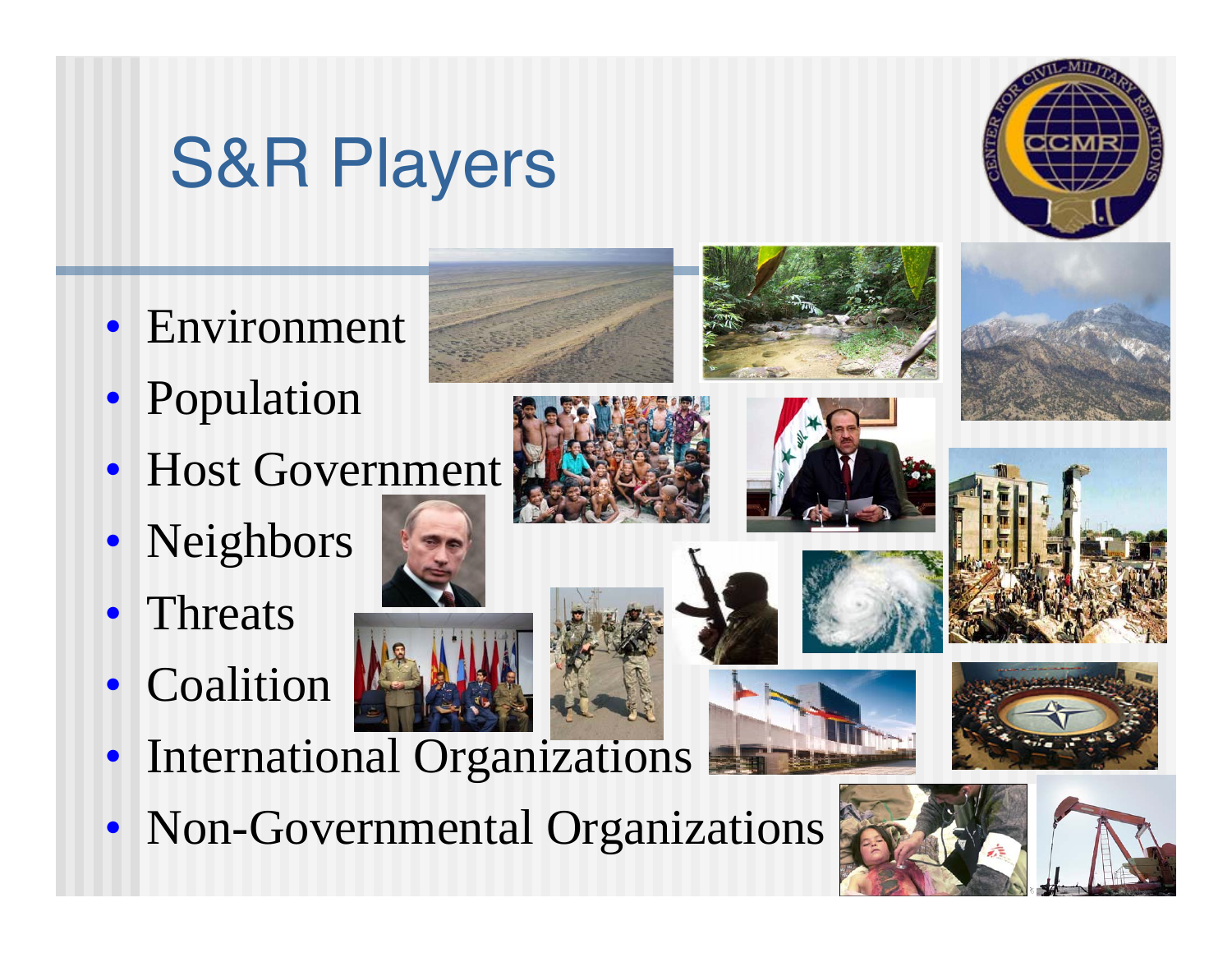# S&R Players

- Environment
- Population
- Host Government
- Neighbors
- Threats
- Coalition
- International Organizations
- Non-Governmental Organizations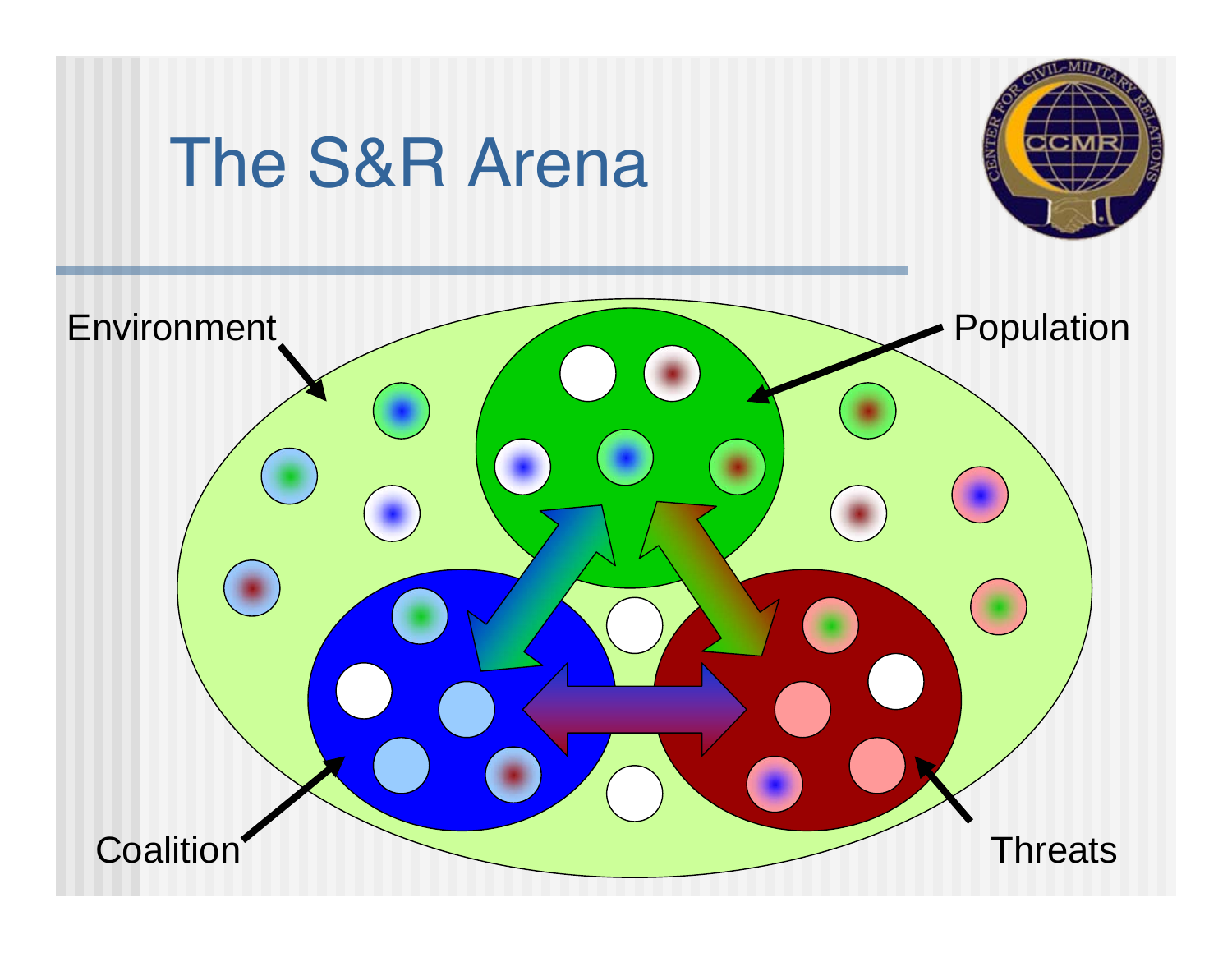# The S&R Arena

Environment

Population

Coalition

Threats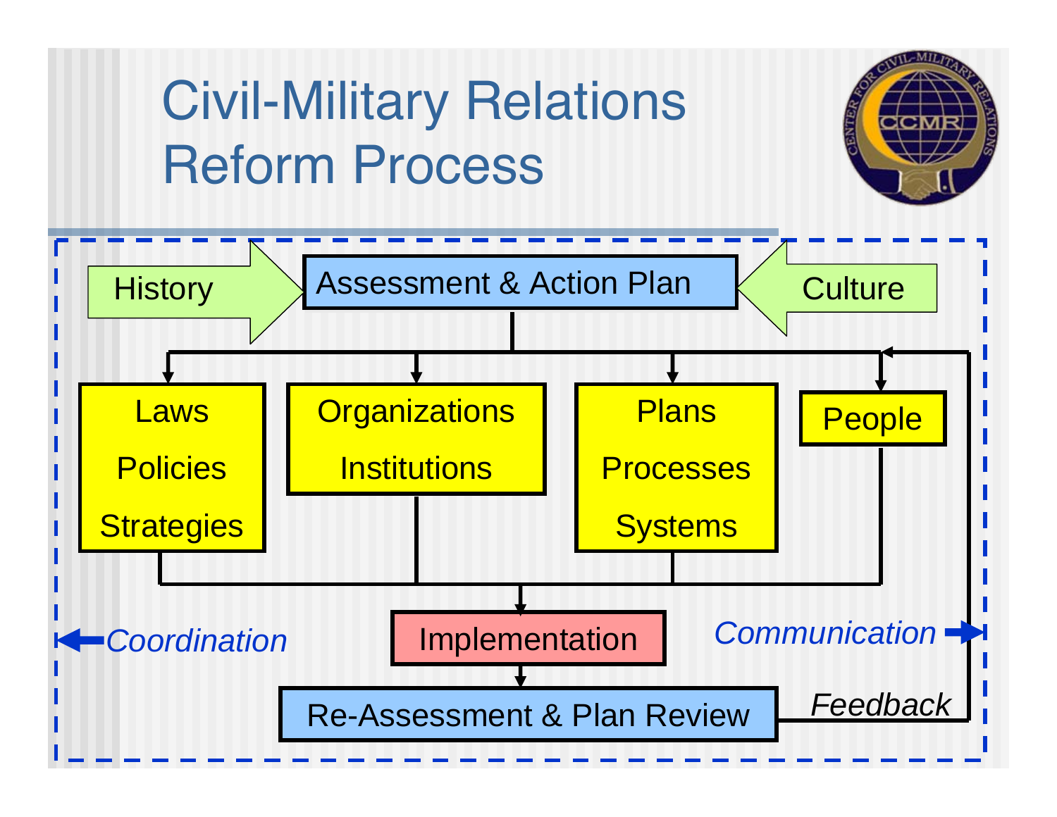# Civil-Military Relations Reform Process

History

Assessment & Action Plan

Culture

Laws
Policies
Strategies

Organizations
Institutions

Plans
Processes
Systems

People

Coordination

Implementation

Communication

Re-Assessment & Plan Review

Feedback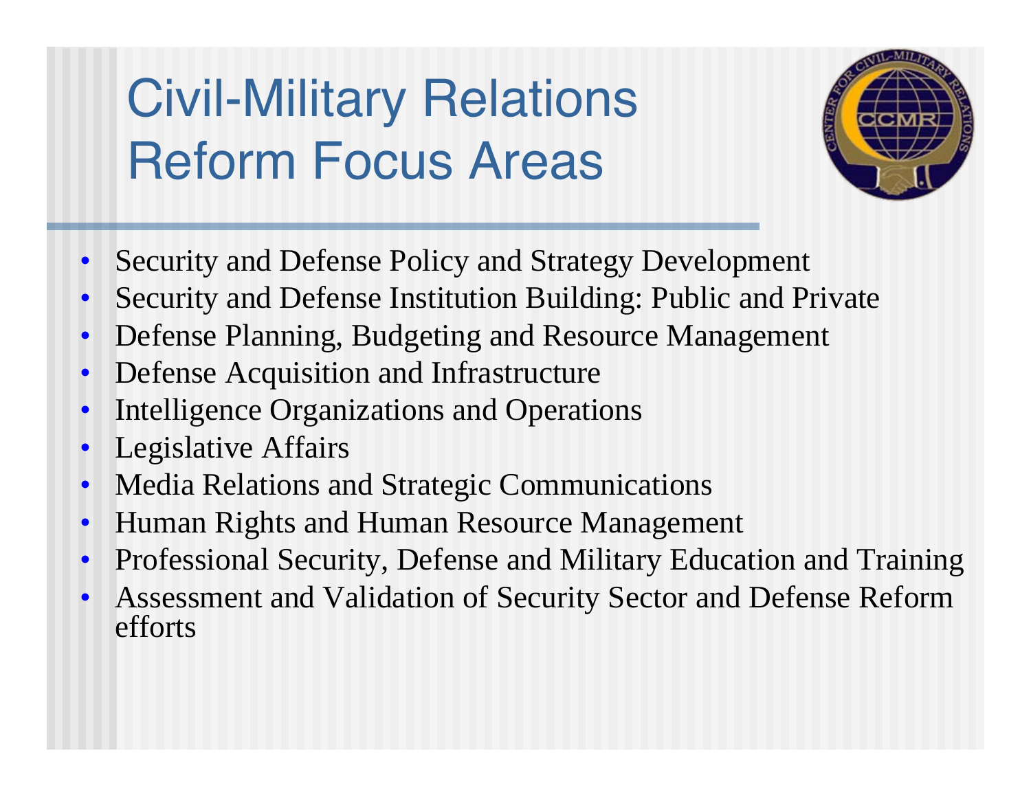# Civil-Military Relations Reform Focus Areas

- Security and Defense Policy and Strategy Development
- Security and Defense Institution Building: Public and Private
- Defense Planning, Budgeting and Resource Management
- Defense Acquisition and Infrastructure
- Intelligence Organizations and Operations
- Legislative Affairs
- Media Relations and Strategic Communications
- Human Rights and Human Resource Management
- Professional Security, Defense and Military Education and Training
- Assessment and Validation of Security Sector and Defense Reform efforts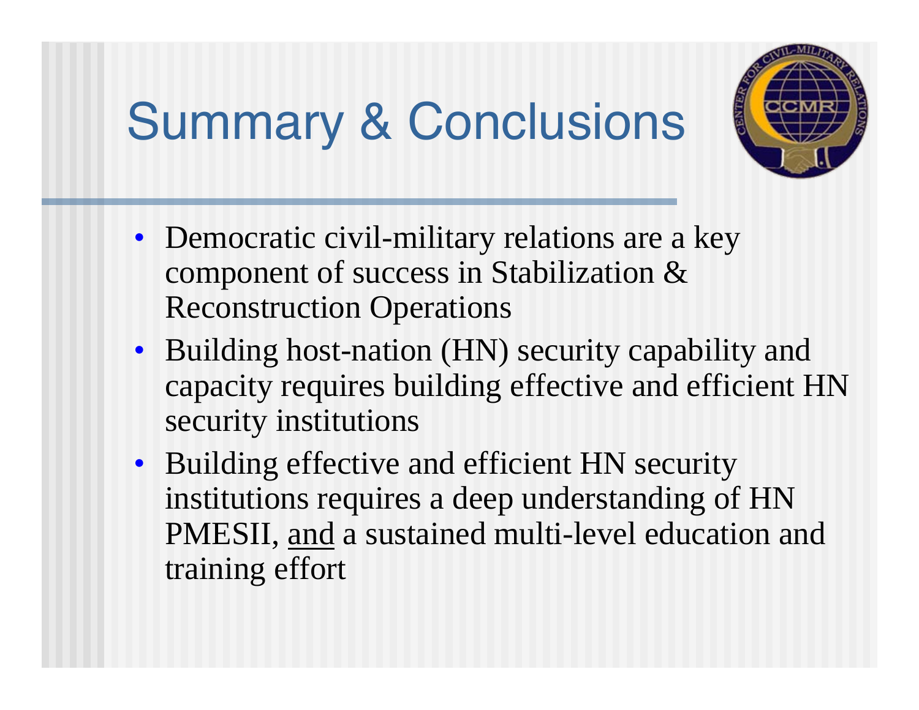# Summary & Conclusions

- Democratic civil-military relations are a key component of success in Stabilization & Reconstruction Operations
- Building host-nation (HN) security capability and capacity requires building effective and efficient HN security institutions
- Building effective and efficient HN security institutions requires a deep understanding of HN PMESII, <u>and</u> a sustained multi-level education and training effort